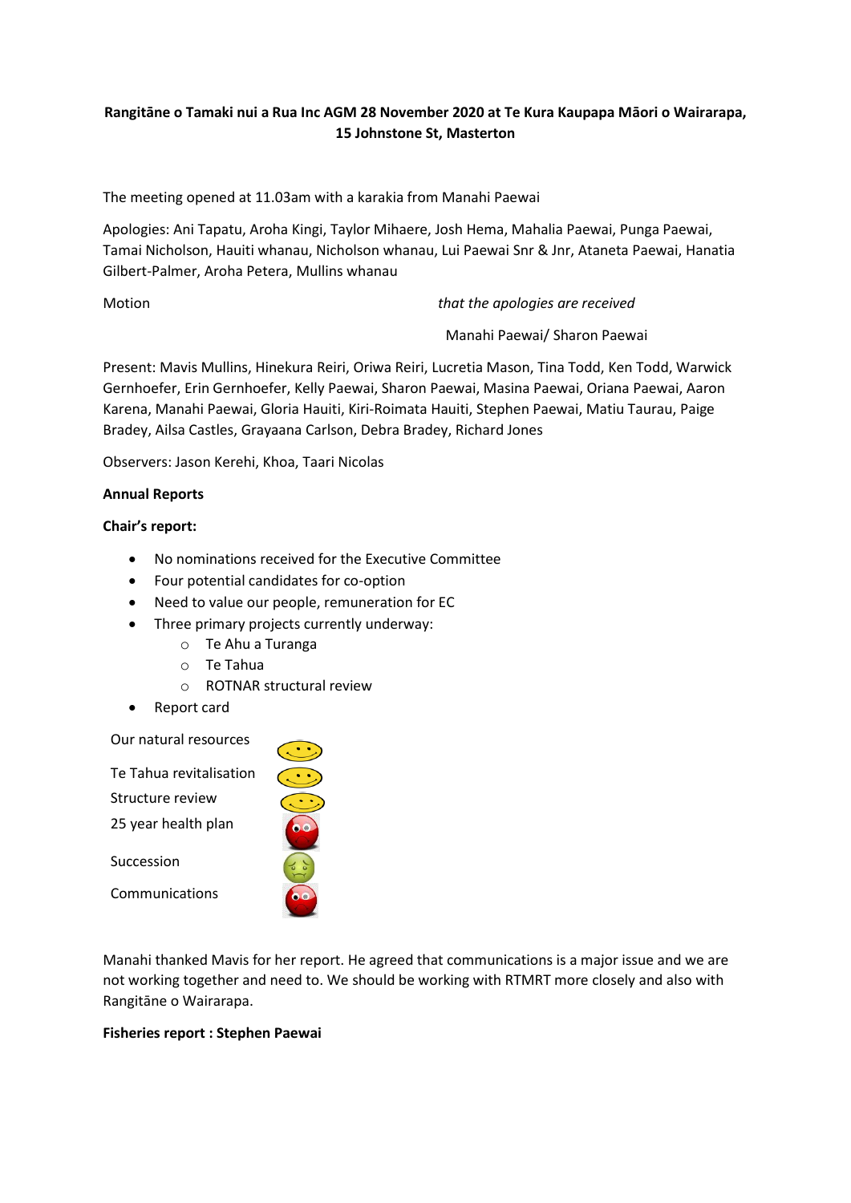**Rangitāne o Tamaki nui a Rua Inc AGM 28 November 2020 at Te Kura Kaupapa Māori o Wairarapa, 15 Johnstone St, Masterton**

The meeting opened at 11.03am with a karakia from Manahi Paewai

Apologies: Ani Tapatu, Aroha Kingi, Taylor Mihaere, Josh Hema, Mahalia Paewai, Punga Paewai, Tamai Nicholson, Hauiti whanau, Nicholson whanau, Lui Paewai Snr & Jnr, Ataneta Paewai, Hanatia Gilbert-Palmer, Aroha Petera, Mullins whanau

Motion *that the apologies are received*

Manahi Paewai/ Sharon Paewai

Present: Mavis Mullins, Hinekura Reiri, Oriwa Reiri, Lucretia Mason, Tina Todd, Ken Todd, Warwick Gernhoefer, Erin Gernhoefer, Kelly Paewai, Sharon Paewai, Masina Paewai, Oriana Paewai, Aaron Karena, Manahi Paewai, Gloria Hauiti, Kiri-Roimata Hauiti, Stephen Paewai, Matiu Taurau, Paige Bradey, Ailsa Castles, Grayaana Carlson, Debra Bradey, Richard Jones

Observers: Jason Kerehi, Khoa, Taari Nicolas

**Annual Reports**

**Chair's report:**

- No nominations received for the Executive Committee
- Four potential candidates for co-option
- Need to value our people, remuneration for EC
- Three primary projects currently underway:
  - Te Ahu a Turanga
  - Te Tahua
  - ROTNAR structural review
- Report card

Our natural resources

Te Tahua revitalisation

Structure review

25 year health plan

Succession

Communications

Manahi thanked Mavis for her report. He agreed that communications is a major issue and we are not working together and need to. We should be working with RTMRT more closely and also with Rangitāne o Wairarapa.

**Fisheries report : Stephen Paewai**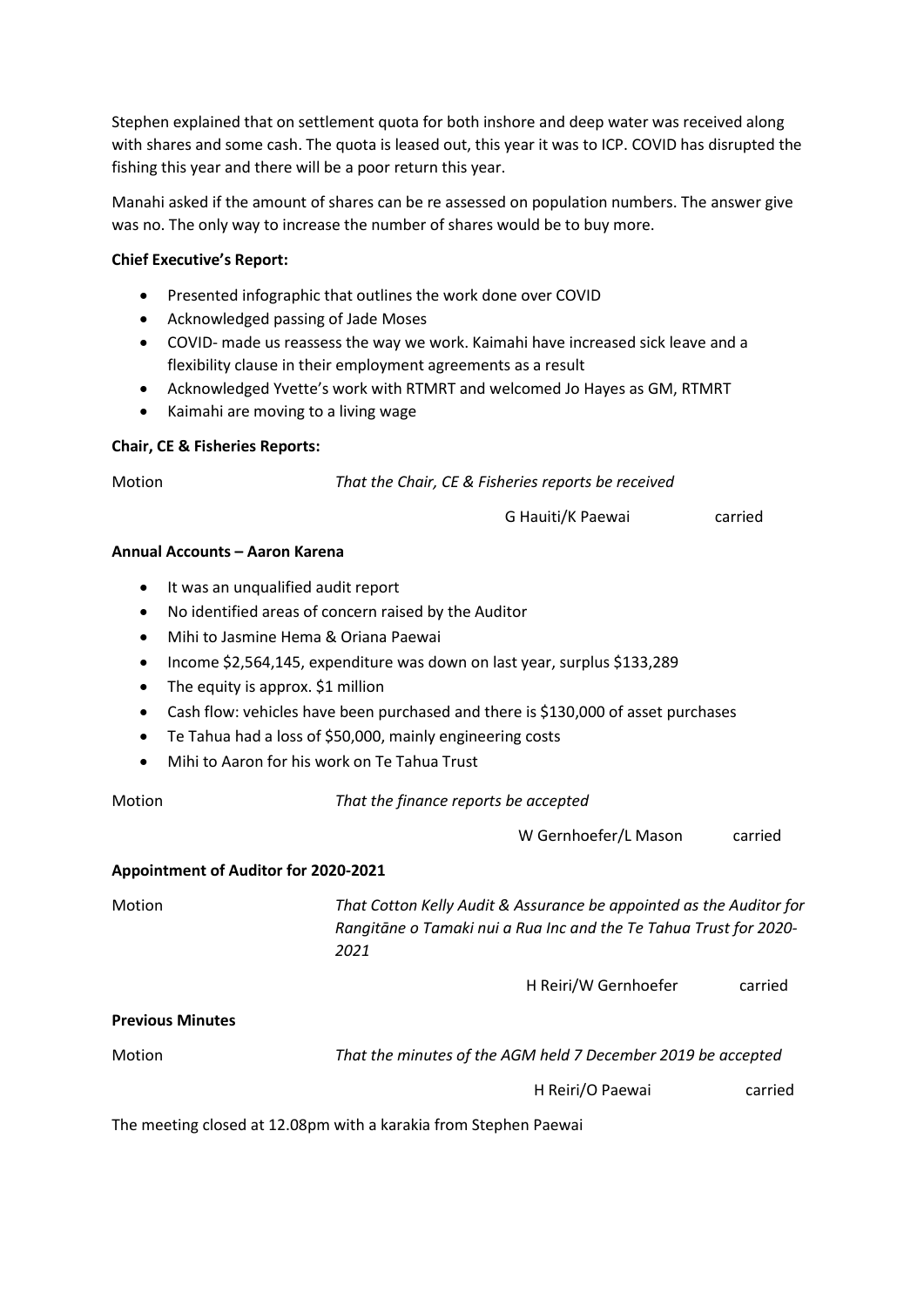Stephen explained that on settlement quota for both inshore and deep water was received along with shares and some cash. The quota is leased out, this year it was to ICP. COVID has disrupted the fishing this year and there will be a poor return this year.

Manahi asked if the amount of shares can be re assessed on population numbers. The answer give was no. The only way to increase the number of shares would be to buy more.

**Chief Executive's Report:**

- Presented infographic that outlines the work done over COVID
- Acknowledged passing of Jade Moses
- COVID- made us reassess the way we work. Kaimahi have increased sick leave and a flexibility clause in their employment agreements as a result
- Acknowledged Yvette's work with RTMRT and welcomed Jo Hayes as GM, RTMRT
- Kaimahi are moving to a living wage

**Chair, CE & Fisheries Reports:**

Motion *That the Chair, CE & Fisheries reports be received*

G Hauiti/K Paewai carried

**Annual Accounts – Aaron Karena**

- It was an unqualified audit report
- No identified areas of concern raised by the Auditor
- Mihi to Jasmine Hema & Oriana Paewai
- Income $2,564,145, expenditure was down on last year, surplus $133,289
- The equity is approx. $1 million
- Cash flow: vehicles have been purchased and there is $130,000 of asset purchases
- Te Tahua had a loss of $50,000, mainly engineering costs
- Mihi to Aaron for his work on Te Tahua Trust

Motion *That the finance reports be accepted*

W Gernhoefer/L Mason carried

**Appointment of Auditor for 2020-2021**

Motion *That Cotton Kelly Audit & Assurance be appointed as the Auditor for Rangitāne o Tamaki nui a Rua Inc and the Te Tahua Trust for 2020-2021*

H Reiri/W Gernhoefer carried

**Previous Minutes**

Motion *That the minutes of the AGM held 7 December 2019 be accepted*

H Reiri/O Paewai carried

The meeting closed at 12.08pm with a karakia from Stephen Paewai